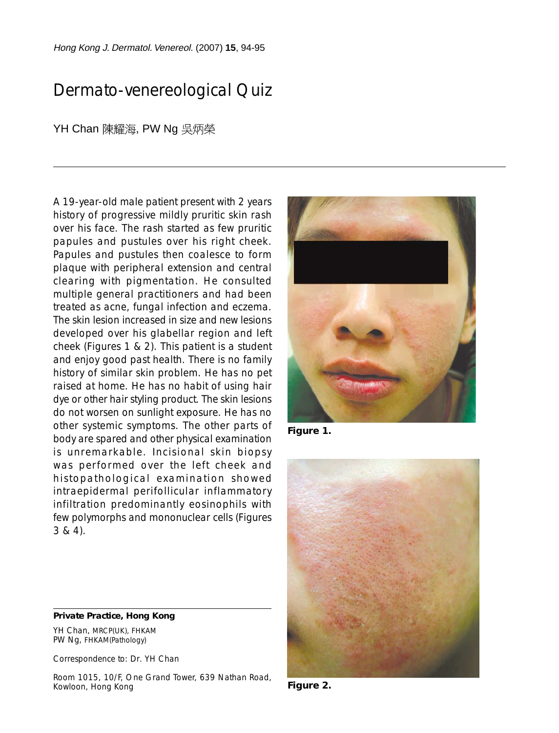# Dermato-venereological Quiz

YH Chan 陳耀海, PW Ng 吳炳榮

A 19-year-old male patient present with 2 years history of progressive mildly pruritic skin rash over his face. The rash started as few pruritic papules and pustules over his right cheek. Papules and pustules then coalesce to form plaque with peripheral extension and central clearing with pigmentation. He consulted multiple general practitioners and had been treated as acne, fungal infection and eczema. The skin lesion increased in size and new lesions developed over his glabellar region and left cheek (Figures 1 & 2). This patient is a student and enjoy good past health. There is no family history of similar skin problem. He has no pet raised at home. He has no habit of using hair dye or other hair styling product. The skin lesions do not worsen on sunlight exposure. He has no other systemic symptoms. The other parts of body are spared and other physical examination is unremarkable. Incisional skin biopsy was performed over the left cheek and histopathological examination showed intraepidermal perifollicular inflammatory infiltration predominantly eosinophils with few polymorphs and mononuclear cells (Figures 3 & 4).

**Figure 1.**

**Figure 2.**

---

**Private Practice, Hong Kong**

YH Chan, MRCP(UK), FHKAM
PW Ng, FHKAM(Pathology)

Correspondence to: Dr. YH Chan

Room 1015, 10/F, One Grand Tower, 639 Nathan Road, Kowloon, Hong Kong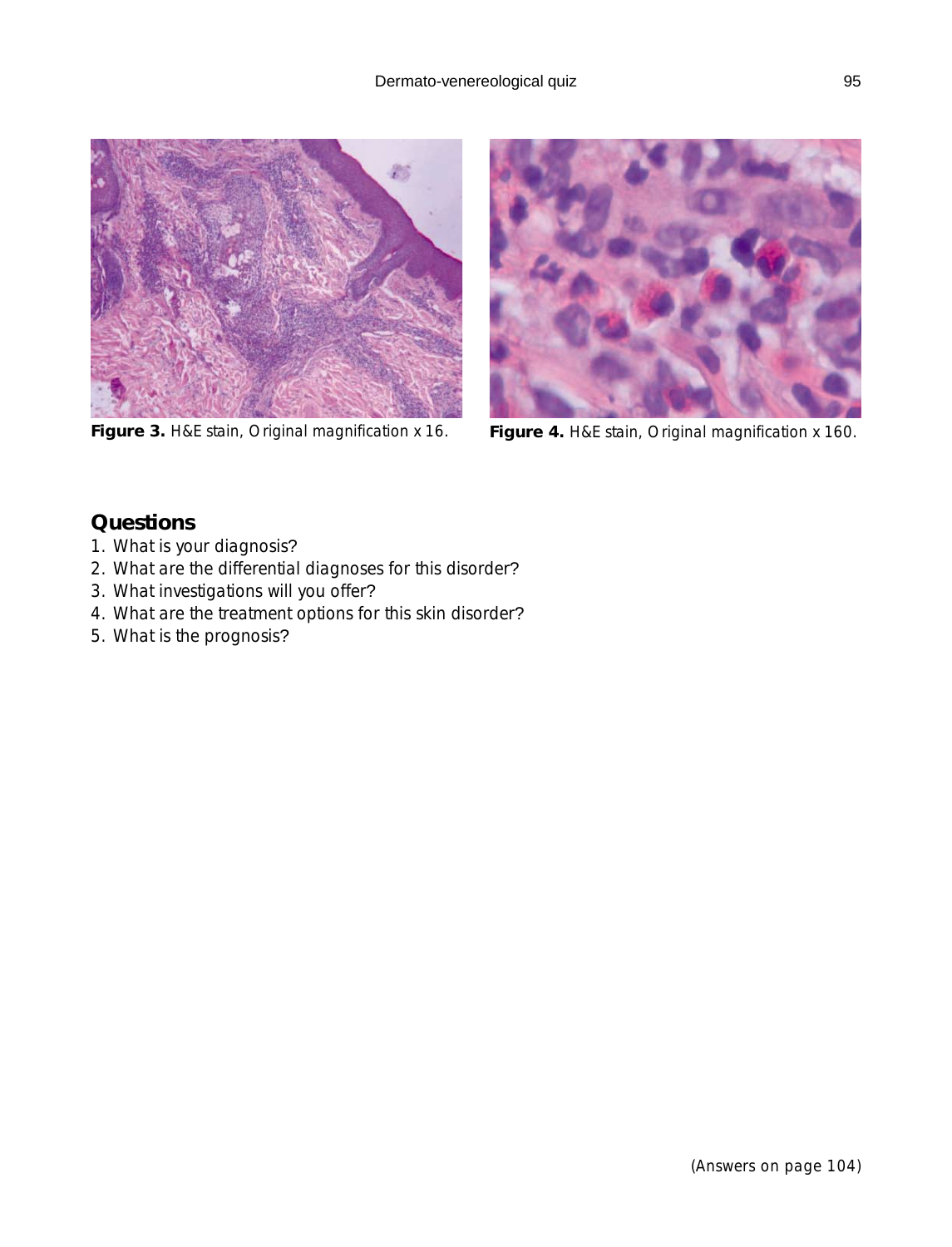Figure 3. H&E stain, Original magnification x 16.

Figure 4. H&E stain, Original magnification x 160.

## Questions

1. What is your diagnosis?
2. What are the differential diagnoses for this disorder?
3. What investigations will you offer?
4. What are the treatment options for this skin disorder?
5. What is the prognosis?

(Answers on page 104)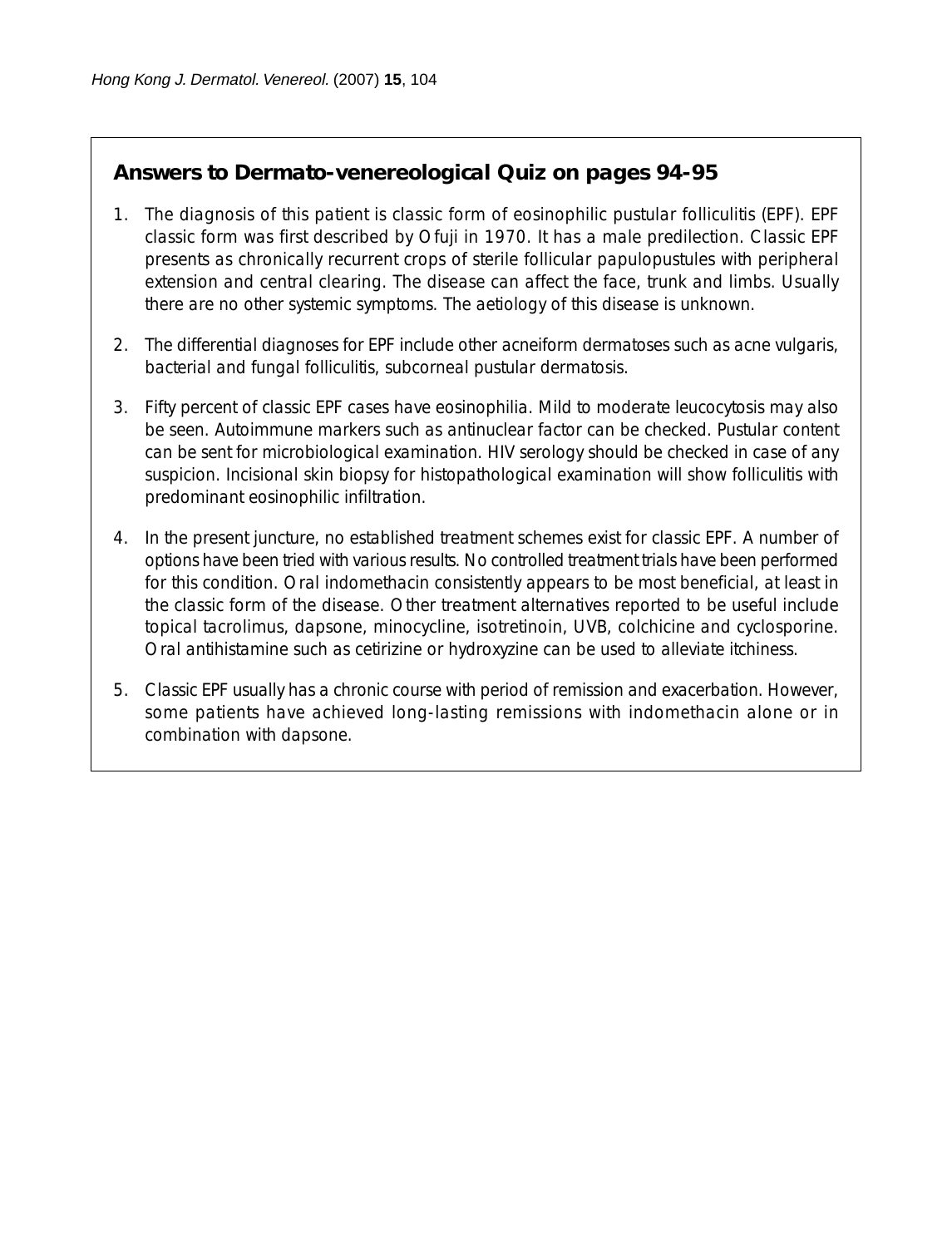## Answers to Dermato-venereological Quiz on pages 94-95

1. The diagnosis of this patient is classic form of eosinophilic pustular folliculitis (EPF). EPF classic form was first described by Ofuji in 1970. It has a male predilection. Classic EPF presents as chronically recurrent crops of sterile follicular papulopustules with peripheral extension and central clearing. The disease can affect the face, trunk and limbs. Usually there are no other systemic symptoms. The aetiology of this disease is unknown.

2. The differential diagnoses for EPF include other acneiform dermatoses such as acne vulgaris, bacterial and fungal folliculitis, subcorneal pustular dermatosis.

3. Fifty percent of classic EPF cases have eosinophilia. Mild to moderate leucocytosis may also be seen. Autoimmune markers such as antinuclear factor can be checked. Pustular content can be sent for microbiological examination. HIV serology should be checked in case of any suspicion. Incisional skin biopsy for histopathological examination will show folliculitis with predominant eosinophilic infiltration.

4. In the present juncture, no established treatment schemes exist for classic EPF. A number of options have been tried with various results. No controlled treatment trials have been performed for this condition. Oral indomethacin consistently appears to be most beneficial, at least in the classic form of the disease. Other treatment alternatives reported to be useful include topical tacrolimus, dapsone, minocycline, isotretinoin, UVB, colchicine and cyclosporine. Oral antihistamine such as cetirizine or hydroxyzine can be used to alleviate itchiness.

5. Classic EPF usually has a chronic course with period of remission and exacerbation. However, some patients have achieved long-lasting remissions with indomethacin alone or in combination with dapsone.